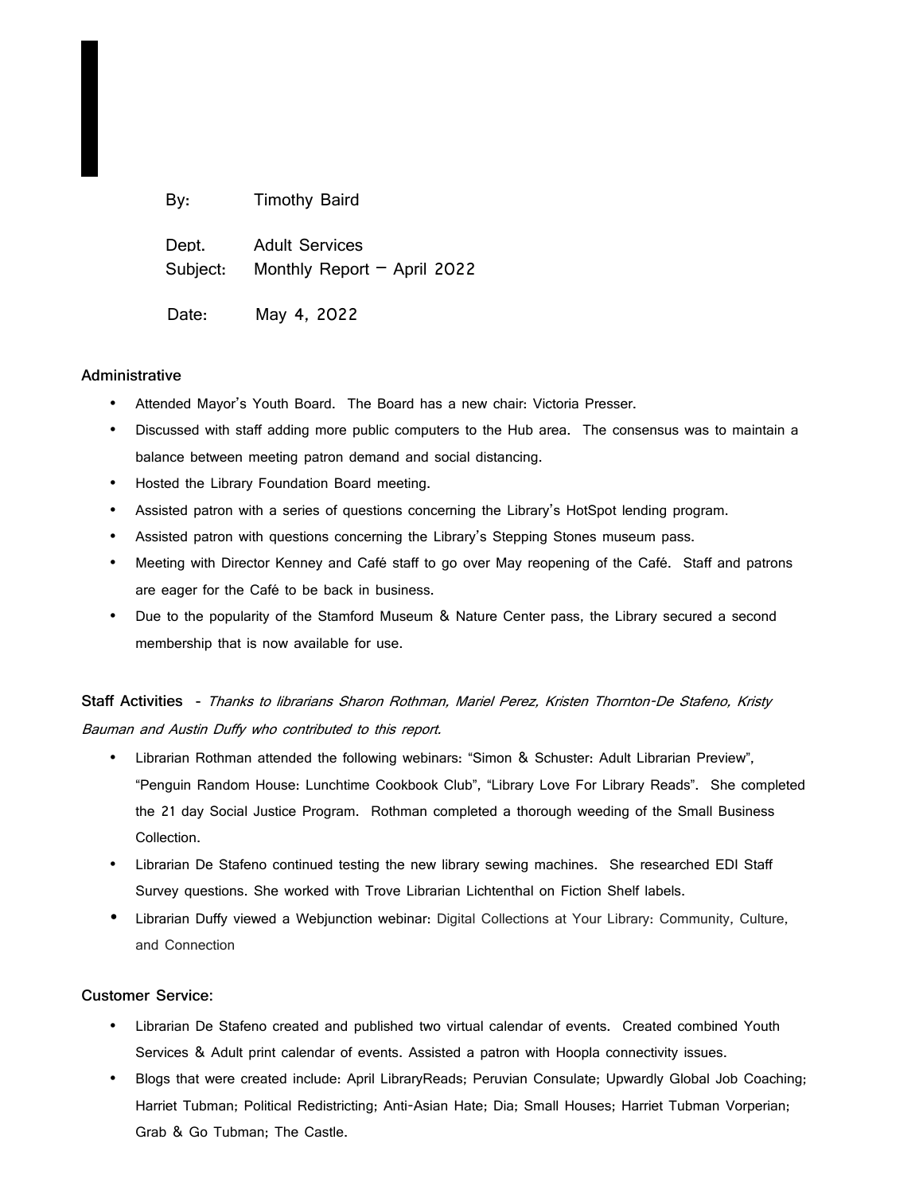By: Timothy Baird

Dept. Adult Services
Subject: Monthly Report – April 2022

Date: May 4, 2022

**Administrative**

- Attended Mayor's Youth Board. The Board has a new chair: Victoria Presser.
- Discussed with staff adding more public computers to the Hub area. The consensus was to maintain a balance between meeting patron demand and social distancing.
- Hosted the Library Foundation Board meeting.
- Assisted patron with a series of questions concerning the Library's HotSpot lending program.
- Assisted patron with questions concerning the Library's Stepping Stones museum pass.
- Meeting with Director Kenney and Café staff to go over May reopening of the Café. Staff and patrons are eager for the Café to be back in business.
- Due to the popularity of the Stamford Museum & Nature Center pass, the Library secured a second membership that is now available for use.

**Staff Activities** - *Thanks to librarians Sharon Rothman, Mariel Perez, Kristen Thornton-De Stafeno, Kristy Bauman and Austin Duffy who contributed to this report.*

- Librarian Rothman attended the following webinars: "Simon & Schuster: Adult Librarian Preview", "Penguin Random House: Lunchtime Cookbook Club", "Library Love For Library Reads". She completed the 21 day Social Justice Program. Rothman completed a thorough weeding of the Small Business Collection.
- Librarian De Stafeno continued testing the new library sewing machines. She researched EDI Staff Survey questions. She worked with Trove Librarian Lichtenthal on Fiction Shelf labels.
- Librarian Duffy viewed a Webjunction webinar: Digital Collections at Your Library: Community, Culture, and Connection

**Customer Service:**

- Librarian De Stafeno created and published two virtual calendar of events. Created combined Youth Services & Adult print calendar of events. Assisted a patron with Hoopla connectivity issues.
- Blogs that were created include: April LibraryReads; Peruvian Consulate; Upwardly Global Job Coaching; Harriet Tubman; Political Redistricting; Anti-Asian Hate; Dia; Small Houses; Harriet Tubman Vorperian; Grab & Go Tubman; The Castle.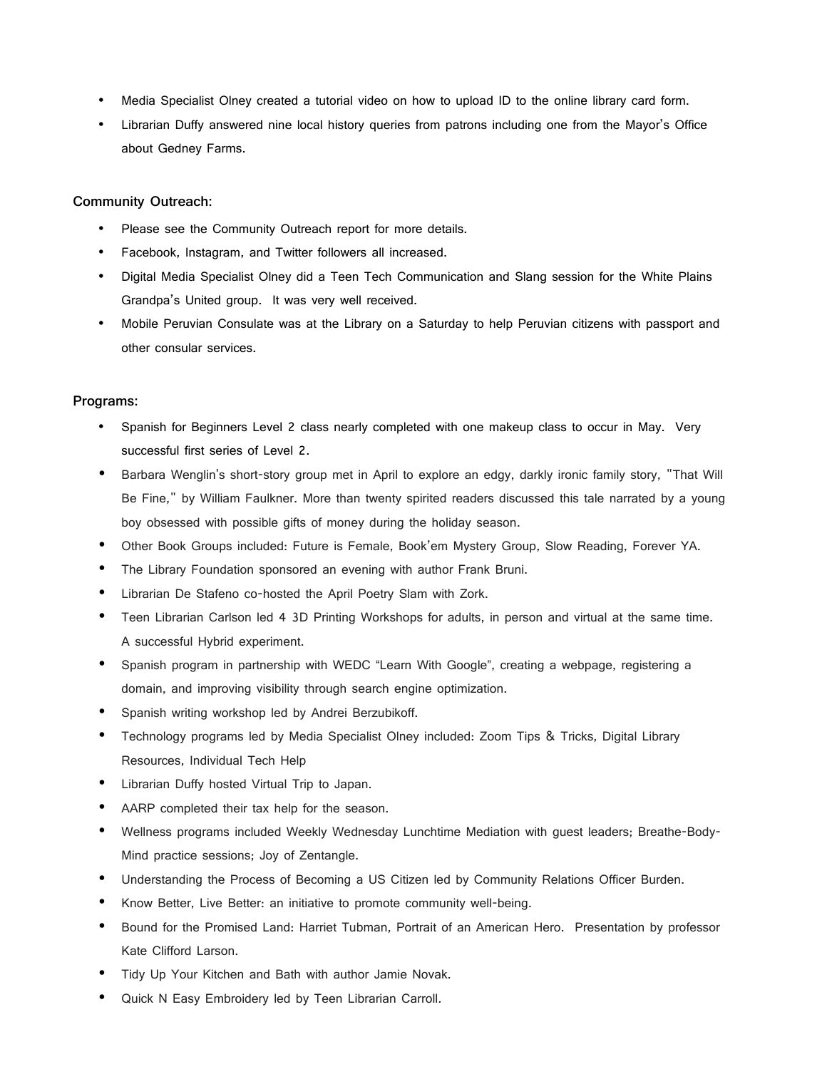- Media Specialist Olney created a tutorial video on how to upload ID to the online library card form.
- Librarian Duffy answered nine local history queries from patrons including one from the Mayor's Office about Gedney Farms.

**Community Outreach:**

- Please see the Community Outreach report for more details.
- Facebook, Instagram, and Twitter followers all increased.
- Digital Media Specialist Olney did a Teen Tech Communication and Slang session for the White Plains Grandpa's United group. It was very well received.
- Mobile Peruvian Consulate was at the Library on a Saturday to help Peruvian citizens with passport and other consular services.

**Programs:**

- Spanish for Beginners Level 2 class nearly completed with one makeup class to occur in May. Very successful first series of Level 2.
- Barbara Wenglin's short-story group met in April to explore an edgy, darkly ironic family story, "That Will Be Fine," by William Faulkner. More than twenty spirited readers discussed this tale narrated by a young boy obsessed with possible gifts of money during the holiday season.
- Other Book Groups included: Future is Female, Book'em Mystery Group, Slow Reading, Forever YA.
- The Library Foundation sponsored an evening with author Frank Bruni.
- Librarian De Stafeno co-hosted the April Poetry Slam with Zork.
- Teen Librarian Carlson led 4 3D Printing Workshops for adults, in person and virtual at the same time. A successful Hybrid experiment.
- Spanish program in partnership with WEDC "Learn With Google", creating a webpage, registering a domain, and improving visibility through search engine optimization.
- Spanish writing workshop led by Andrei Berzubikoff.
- Technology programs led by Media Specialist Olney included: Zoom Tips & Tricks, Digital Library Resources, Individual Tech Help
- Librarian Duffy hosted Virtual Trip to Japan.
- AARP completed their tax help for the season.
- Wellness programs included Weekly Wednesday Lunchtime Mediation with guest leaders; Breathe-Body-Mind practice sessions; Joy of Zentangle.
- Understanding the Process of Becoming a US Citizen led by Community Relations Officer Burden.
- Know Better, Live Better: an initiative to promote community well-being.
- Bound for the Promised Land: Harriet Tubman, Portrait of an American Hero. Presentation by professor Kate Clifford Larson.
- Tidy Up Your Kitchen and Bath with author Jamie Novak.
- Quick N Easy Embroidery led by Teen Librarian Carroll.